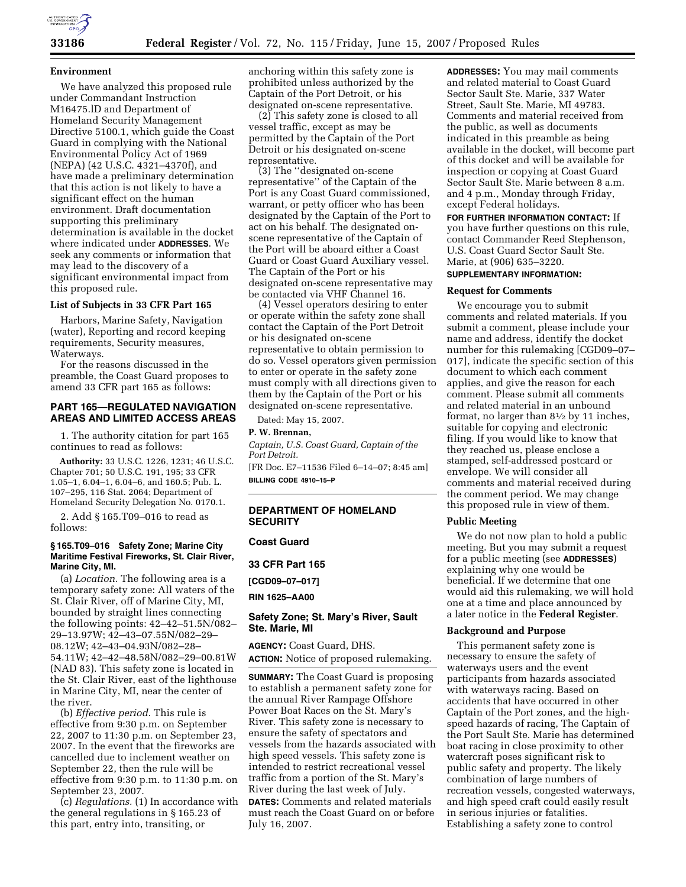### Environment

We have analyzed this proposed rule under Commandant Instruction M16475.lD and Department of Homeland Security Management Directive 5100.1, which guide the Coast Guard in complying with the National Environmental Policy Act of 1969 (NEPA) (42 U.S.C. 4321–4370f), and have made a preliminary determination that this action is not likely to have a significant effect on the human environment. Draft documentation supporting this preliminary determination is available in the docket where indicated under **ADDRESSES**. We seek any comments or information that may lead to the discovery of a significant environmental impact from this proposed rule.

### List of Subjects in 33 CFR Part 165

Harbors, Marine Safety, Navigation (water), Reporting and record keeping requirements, Security measures, Waterways.

For the reasons discussed in the preamble, the Coast Guard proposes to amend 33 CFR part 165 as follows:

## PART 165—REGULATED NAVIGATION AREAS AND LIMITED ACCESS AREAS

1. The authority citation for part 165 continues to read as follows:

**Authority:** 33 U.S.C. 1226, 1231; 46 U.S.C. Chapter 701; 50 U.S.C. 191, 195; 33 CFR 1.05–1, 6.04–1, 6.04–6, and 160.5; Pub. L. 107–295, 116 Stat. 2064; Department of Homeland Security Delegation No. 0170.1.

2. Add § 165.T09–016 to read as follows:

#### § 165.T09–016 Safety Zone; Marine City Maritime Festival Fireworks, St. Clair River, Marine City, MI.

(a) *Location.* The following area is a temporary safety zone: All waters of the St. Clair River, off of Marine City, MI, bounded by straight lines connecting the following points: 42–42–51.5N/082–29–13.97W; 42–43–07.55N/082–29–08.12W; 42–43–04.93N/082–28–54.11W; 42–42–48.58N/082–29–00.81W (NAD 83). This safety zone is located in the St. Clair River, east of the lighthouse in Marine City, MI, near the center of the river.

(b) *Effective period.* This rule is effective from 9:30 p.m. on September 22, 2007 to 11:30 p.m. on September 23, 2007. In the event that the fireworks are cancelled due to inclement weather on September 22, then the rule will be effective from 9:30 p.m. to 11:30 p.m. on September 23, 2007.

(c) *Regulations.* (1) In accordance with the general regulations in § 165.23 of this part, entry into, transiting, or anchoring within this safety zone is prohibited unless authorized by the Captain of the Port Detroit, or his designated on-scene representative.

(2) This safety zone is closed to all vessel traffic, except as may be permitted by the Captain of the Port Detroit or his designated on-scene representative.

(3) The ''designated on-scene representative'' of the Captain of the Port is any Coast Guard commissioned, warrant, or petty officer who has been designated by the Captain of the Port to act on his behalf. The designated on-scene representative of the Captain of the Port will be aboard either a Coast Guard or Coast Guard Auxiliary vessel. The Captain of the Port or his designated on-scene representative may be contacted via VHF Channel 16.

(4) Vessel operators desiring to enter or operate within the safety zone shall contact the Captain of the Port Detroit or his designated on-scene representative to obtain permission to do so. Vessel operators given permission to enter or operate in the safety zone must comply with all directions given to them by the Captain of the Port or his designated on-scene representative.

Dated: May 15, 2007.

**P. W. Brennan,**

*Captain, U.S. Coast Guard, Captain of the Port Detroit.*

[FR Doc. E7–11536 Filed 6–14–07; 8:45 am]

**BILLING CODE 4910–15–P**

---

## DEPARTMENT OF HOMELAND SECURITY

### Coast Guard

### 33 CFR Part 165

**[CGD09–07–017]**

**RIN 1625–AA00**

### Safety Zone; St. Mary's River, Sault Ste. Marie, MI

**AGENCY:** Coast Guard, DHS.

**ACTION:** Notice of proposed rulemaking.

**SUMMARY:** The Coast Guard is proposing to establish a permanent safety zone for the annual River Rampage Offshore Power Boat Races on the St. Mary's River. This safety zone is necessary to ensure the safety of spectators and vessels from the hazards associated with high speed vessels. This safety zone is intended to restrict recreational vessel traffic from a portion of the St. Mary's River during the last week of July.

**DATES:** Comments and related materials must reach the Coast Guard on or before July 16, 2007.

**ADDRESSES:** You may mail comments and related material to Coast Guard Sector Sault Ste. Marie, 337 Water Street, Sault Ste. Marie, MI 49783. Comments and material received from the public, as well as documents indicated in this preamble as being available in the docket, will become part of this docket and will be available for inspection or copying at Coast Guard Sector Sault Ste. Marie between 8 a.m. and 4 p.m., Monday through Friday, except Federal holidays.

**FOR FURTHER INFORMATION CONTACT:** If you have further questions on this rule, contact Commander Reed Stephenson, U.S. Coast Guard Sector Sault Ste. Marie, at (906) 635–3220.

**SUPPLEMENTARY INFORMATION:**

### Request for Comments

We encourage you to submit comments and related materials. If you submit a comment, please include your name and address, identify the docket number for this rulemaking [CGD09–07–017], indicate the specific section of this document to which each comment applies, and give the reason for each comment. Please submit all comments and related material in an unbound format, no larger than 8½ by 11 inches, suitable for copying and electronic filing. If you would like to know that they reached us, please enclose a stamped, self-addressed postcard or envelope. We will consider all comments and material received during the comment period. We may change this proposed rule in view of them.

### Public Meeting

We do not now plan to hold a public meeting. But you may submit a request for a public meeting (see **ADDRESSES**) explaining why one would be beneficial. If we determine that one would aid this rulemaking, we will hold one at a time and place announced by a later notice in the **Federal Register**.

### Background and Purpose

This permanent safety zone is necessary to ensure the safety of waterways users and the event participants from hazards associated with waterways racing. Based on accidents that have occurred in other Captain of the Port zones, and the high-speed hazards of racing, The Captain of the Port Sault Ste. Marie has determined boat racing in close proximity to other watercraft poses significant risk to public safety and property. The likely combination of large numbers of recreation vessels, congested waterways, and high speed craft could easily result in serious injuries or fatalities. Establishing a safety zone to control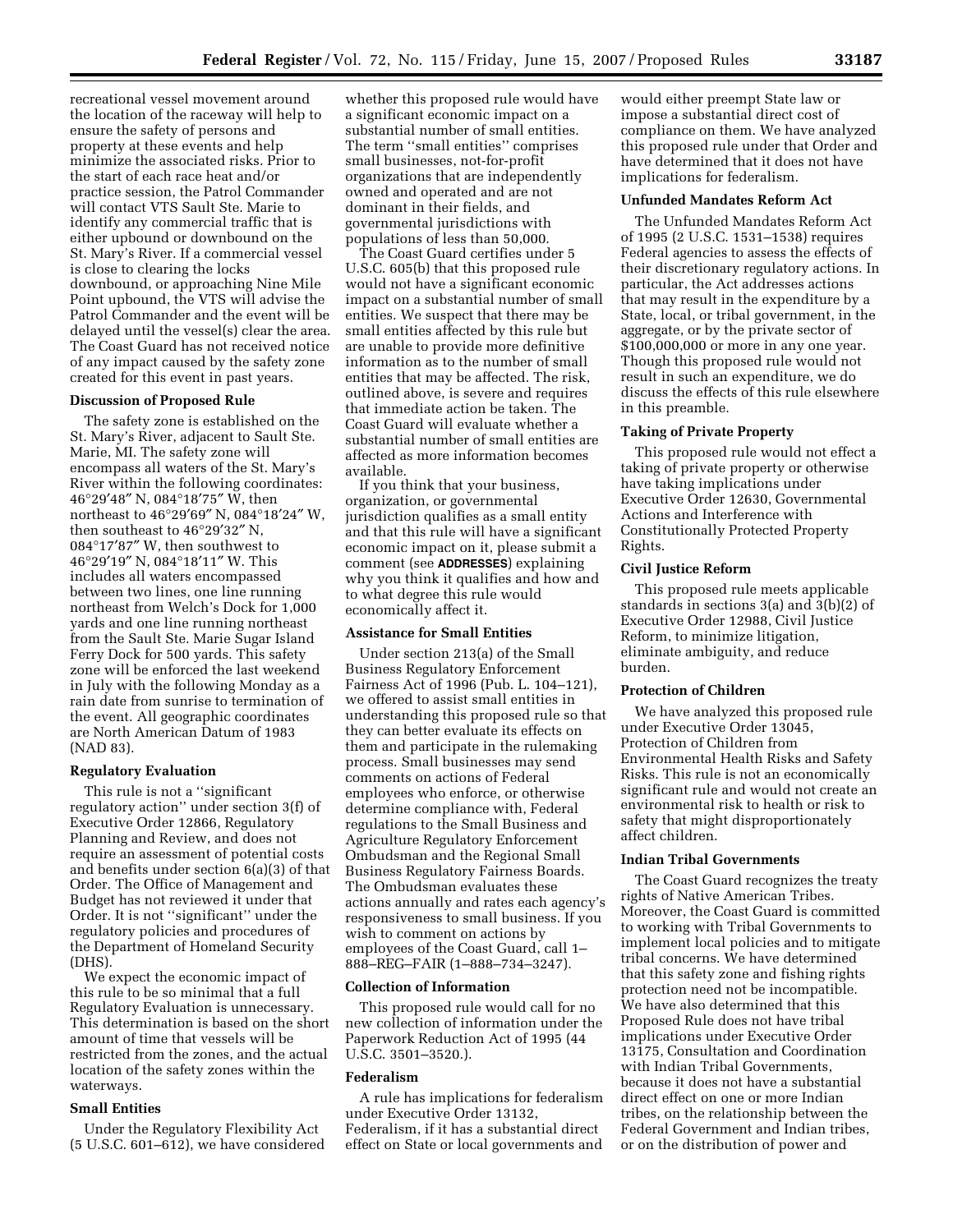recreational vessel movement around the location of the raceway will help to ensure the safety of persons and property at these events and help minimize the associated risks. Prior to the start of each race heat and/or practice session, the Patrol Commander will contact VTS Sault Ste. Marie to identify any commercial traffic that is either upbound or downbound on the St. Mary's River. If a commercial vessel is close to clearing the locks downbound, or approaching Nine Mile Point upbound, the VTS will advise the Patrol Commander and the event will be delayed until the vessel(s) clear the area. The Coast Guard has not received notice of any impact caused by the safety zone created for this event in past years.

**Discussion of Proposed Rule**

The safety zone is established on the St. Mary's River, adjacent to Sault Ste. Marie, MI. The safety zone will encompass all waters of the St. Mary's River within the following coordinates: 46°29′48″ N, 084°18′75″ W, then northeast to 46°29′69″ N, 084°18′24″ W, then southeast to 46°29′32″ N, 084°17′87″ W, then southwest to 46°29′19″ N, 084°18′11″ W. This includes all waters encompassed between two lines, one line running northeast from Welch's Dock for 1,000 yards and one line running northeast from the Sault Ste. Marie Sugar Island Ferry Dock for 500 yards. This safety zone will be enforced the last weekend in July with the following Monday as a rain date from sunrise to termination of the event. All geographic coordinates are North American Datum of 1983 (NAD 83).

**Regulatory Evaluation**

This rule is not a ''significant regulatory action'' under section 3(f) of Executive Order 12866, Regulatory Planning and Review, and does not require an assessment of potential costs and benefits under section 6(a)(3) of that Order. The Office of Management and Budget has not reviewed it under that Order. It is not ''significant'' under the regulatory policies and procedures of the Department of Homeland Security (DHS).

We expect the economic impact of this rule to be so minimal that a full Regulatory Evaluation is unnecessary. This determination is based on the short amount of time that vessels will be restricted from the zones, and the actual location of the safety zones within the waterways.

**Small Entities**

Under the Regulatory Flexibility Act (5 U.S.C. 601–612), we have considered whether this proposed rule would have a significant economic impact on a substantial number of small entities. The term ''small entities'' comprises small businesses, not-for-profit organizations that are independently owned and operated and are not dominant in their fields, and governmental jurisdictions with populations of less than 50,000.

The Coast Guard certifies under 5 U.S.C. 605(b) that this proposed rule would not have a significant economic impact on a substantial number of small entities. We suspect that there may be small entities affected by this rule but are unable to provide more definitive information as to the number of small entities that may be affected. The risk, outlined above, is severe and requires that immediate action be taken. The Coast Guard will evaluate whether a substantial number of small entities are affected as more information becomes available.

If you think that your business, organization, or governmental jurisdiction qualifies as a small entity and that this rule will have a significant economic impact on it, please submit a comment (see **ADDRESSES**) explaining why you think it qualifies and how and to what degree this rule would economically affect it.

**Assistance for Small Entities**

Under section 213(a) of the Small Business Regulatory Enforcement Fairness Act of 1996 (Pub. L. 104–121), we offered to assist small entities in understanding this proposed rule so that they can better evaluate its effects on them and participate in the rulemaking process. Small businesses may send comments on actions of Federal employees who enforce, or otherwise determine compliance with, Federal regulations to the Small Business and Agriculture Regulatory Enforcement Ombudsman and the Regional Small Business Regulatory Fairness Boards. The Ombudsman evaluates these actions annually and rates each agency's responsiveness to small business. If you wish to comment on actions by employees of the Coast Guard, call 1–888–REG–FAIR (1–888–734–3247).

**Collection of Information**

This proposed rule would call for no new collection of information under the Paperwork Reduction Act of 1995 (44 U.S.C. 3501–3520.).

**Federalism**

A rule has implications for federalism under Executive Order 13132, Federalism, if it has a substantial direct effect on State or local governments and would either preempt State law or impose a substantial direct cost of compliance on them. We have analyzed this proposed rule under that Order and have determined that it does not have implications for federalism.

**Unfunded Mandates Reform Act**

The Unfunded Mandates Reform Act of 1995 (2 U.S.C. 1531–1538) requires Federal agencies to assess the effects of their discretionary regulatory actions. In particular, the Act addresses actions that may result in the expenditure by a State, local, or tribal government, in the aggregate, or by the private sector of $100,000,000 or more in any one year. Though this proposed rule would not result in such an expenditure, we do discuss the effects of this rule elsewhere in this preamble.

**Taking of Private Property**

This proposed rule would not effect a taking of private property or otherwise have taking implications under Executive Order 12630, Governmental Actions and Interference with Constitutionally Protected Property Rights.

**Civil Justice Reform**

This proposed rule meets applicable standards in sections 3(a) and 3(b)(2) of Executive Order 12988, Civil Justice Reform, to minimize litigation, eliminate ambiguity, and reduce burden.

**Protection of Children**

We have analyzed this proposed rule under Executive Order 13045, Protection of Children from Environmental Health Risks and Safety Risks. This rule is not an economically significant rule and would not create an environmental risk to health or risk to safety that might disproportionately affect children.

**Indian Tribal Governments**

The Coast Guard recognizes the treaty rights of Native American Tribes. Moreover, the Coast Guard is committed to working with Tribal Governments to implement local policies and to mitigate tribal concerns. We have determined that this safety zone and fishing rights protection need not be incompatible. We have also determined that this Proposed Rule does not have tribal implications under Executive Order 13175, Consultation and Coordination with Indian Tribal Governments, because it does not have a substantial direct effect on one or more Indian tribes, on the relationship between the Federal Government and Indian tribes, or on the distribution of power and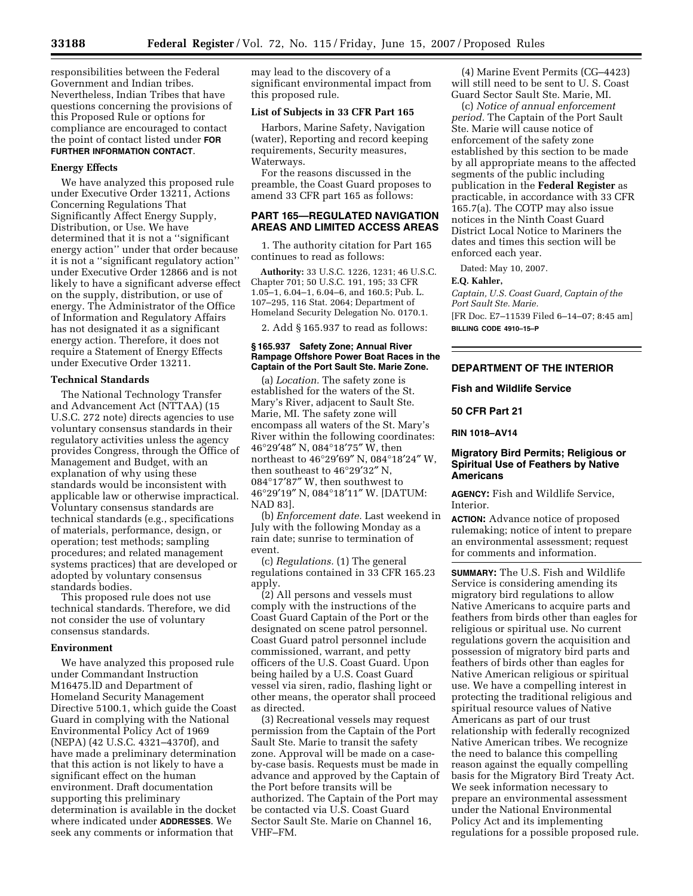responsibilities between the Federal Government and Indian tribes. Nevertheless, Indian Tribes that have questions concerning the provisions of this Proposed Rule or options for compliance are encouraged to contact the point of contact listed under **FOR FURTHER INFORMATION CONTACT**.

### Energy Effects

We have analyzed this proposed rule under Executive Order 13211, Actions Concerning Regulations That Significantly Affect Energy Supply, Distribution, or Use. We have determined that it is not a ''significant energy action'' under that order because it is not a ''significant regulatory action'' under Executive Order 12866 and is not likely to have a significant adverse effect on the supply, distribution, or use of energy. The Administrator of the Office of Information and Regulatory Affairs has not designated it as a significant energy action. Therefore, it does not require a Statement of Energy Effects under Executive Order 13211.

### Technical Standards

The National Technology Transfer and Advancement Act (NTTAA) (15 U.S.C. 272 note) directs agencies to use voluntary consensus standards in their regulatory activities unless the agency provides Congress, through the Office of Management and Budget, with an explanation of why using these standards would be inconsistent with applicable law or otherwise impractical. Voluntary consensus standards are technical standards (e.g., specifications of materials, performance, design, or operation; test methods; sampling procedures; and related management systems practices) that are developed or adopted by voluntary consensus standards bodies.

This proposed rule does not use technical standards. Therefore, we did not consider the use of voluntary consensus standards.

### Environment

We have analyzed this proposed rule under Commandant Instruction M16475.lD and Department of Homeland Security Management Directive 5100.1, which guide the Coast Guard in complying with the National Environmental Policy Act of 1969 (NEPA) (42 U.S.C. 4321–4370f), and have made a preliminary determination that this action is not likely to have a significant effect on the human environment. Draft documentation supporting this preliminary determination is available in the docket where indicated under **ADDRESSES**. We seek any comments or information that may lead to the discovery of a significant environmental impact from this proposed rule.

### List of Subjects in 33 CFR Part 165

Harbors, Marine Safety, Navigation (water), Reporting and record keeping requirements, Security measures, Waterways.

For the reasons discussed in the preamble, the Coast Guard proposes to amend 33 CFR part 165 as follows:

## PART 165—REGULATED NAVIGATION AREAS AND LIMITED ACCESS AREAS

1. The authority citation for Part 165 continues to read as follows:

**Authority:** 33 U.S.C. 1226, 1231; 46 U.S.C. Chapter 701; 50 U.S.C. 191, 195; 33 CFR 1.05–1, 6.04–1, 6.04–6, and 160.5; Pub. L. 107–295, 116 Stat. 2064; Department of Homeland Security Delegation No. 0170.1.

2. Add § 165.937 to read as follows:

#### § 165.937 Safety Zone; Annual River Rampage Offshore Power Boat Races in the Captain of the Port Sault Ste. Marie Zone.

(a) *Location.* The safety zone is established for the waters of the St. Mary's River, adjacent to Sault Ste. Marie, MI. The safety zone will encompass all waters of the St. Mary's River within the following coordinates: 46°29′48″ N, 084°18′75″ W, then northeast to 46°29′69″ N, 084°18′24″ W, then southeast to 46°29′32″ N, 084°17′87″ W, then southwest to 46°29′19″ N, 084°18′11″ W. [DATUM: NAD 83].

(b) *Enforcement date.* Last weekend in July with the following Monday as a rain date; sunrise to termination of event.

(c) *Regulations.* (1) The general regulations contained in 33 CFR 165.23 apply.

(2) All persons and vessels must comply with the instructions of the Coast Guard Captain of the Port or the designated on scene patrol personnel. Coast Guard patrol personnel include commissioned, warrant, and petty officers of the U.S. Coast Guard. Upon being hailed by a U.S. Coast Guard vessel via siren, radio, flashing light or other means, the operator shall proceed as directed.

(3) Recreational vessels may request permission from the Captain of the Port Sault Ste. Marie to transit the safety zone. Approval will be made on a case-by-case basis. Requests must be made in advance and approved by the Captain of the Port before transits will be authorized. The Captain of the Port may be contacted via U.S. Coast Guard Sector Sault Ste. Marie on Channel 16, VHF–FM.

(4) Marine Event Permits (CG–4423) will still need to be sent to U. S. Coast Guard Sector Sault Ste. Marie, MI.

(c) *Notice of annual enforcement period.* The Captain of the Port Sault Ste. Marie will cause notice of enforcement of the safety zone established by this section to be made by all appropriate means to the affected segments of the public including publication in the **Federal Register** as practicable, in accordance with 33 CFR 165.7(a). The COTP may also issue notices in the Ninth Coast Guard District Local Notice to Mariners the dates and times this section will be enforced each year.

Dated: May 10, 2007.

**E.Q. Kahler,**

*Captain, U.S. Coast Guard, Captain of the Port Sault Ste. Marie.*

[FR Doc. E7–11539 Filed 6–14–07; 8:45 am]

**BILLING CODE 4910–15–P**

---

## DEPARTMENT OF THE INTERIOR

## Fish and Wildlife Service

## 50 CFR Part 21

**RIN 1018–AV14**

## Migratory Bird Permits; Religious or Spiritual Use of Feathers by Native Americans

**AGENCY:** Fish and Wildlife Service, Interior.

**ACTION:** Advance notice of proposed rulemaking; notice of intent to prepare an environmental assessment; request for comments and information.

**SUMMARY:** The U.S. Fish and Wildlife Service is considering amending its migratory bird regulations to allow Native Americans to acquire parts and feathers from birds other than eagles for religious or spiritual use. No current regulations govern the acquisition and possession of migratory bird parts and feathers of birds other than eagles for Native American religious or spiritual use. We have a compelling interest in protecting the traditional religious and spiritual resource values of Native Americans as part of our trust relationship with federally recognized Native American tribes. We recognize the need to balance this compelling reason against the equally compelling basis for the Migratory Bird Treaty Act. We seek information necessary to prepare an environmental assessment under the National Environmental Policy Act and its implementing regulations for a possible proposed rule.